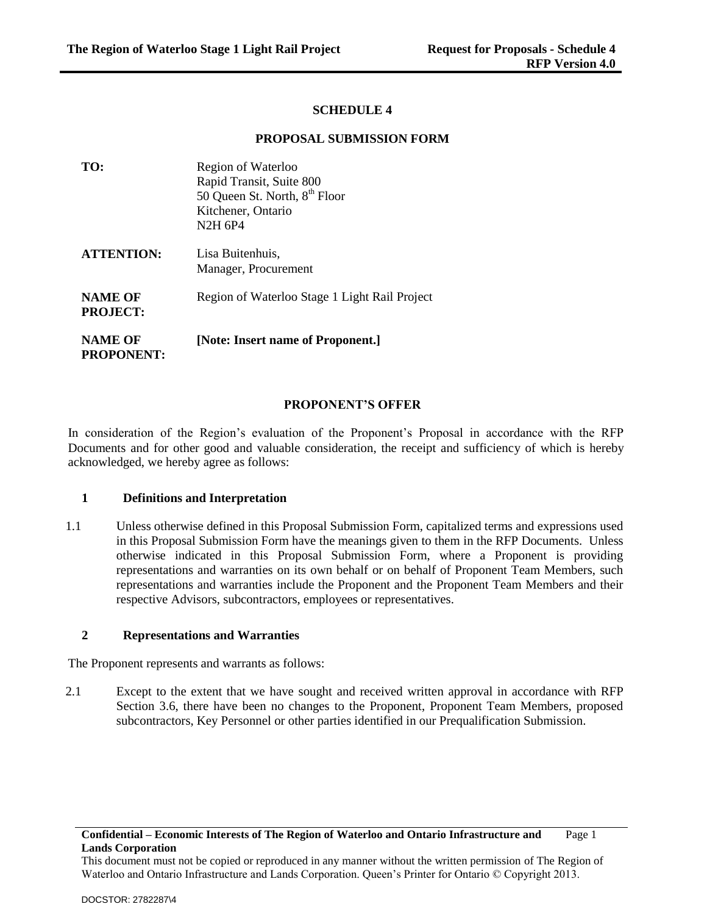**SCHEDULE 4**

**PROPOSAL SUBMISSION FORM**

| | |
|---|---|
| **TO:** | Region of Waterloo<br>Rapid Transit, Suite 800<br>50 Queen St. North, 8th Floor<br>Kitchener, Ontario<br>N2H 6P4 |
| **ATTENTION:** | Lisa Buitenhuis,<br>Manager, Procurement |
| **NAME OF PROJECT:** | Region of Waterloo Stage 1 Light Rail Project |
| **NAME OF PROPONENT:** | **[Note: Insert name of Proponent.]** |

**PROPONENT'S OFFER**

In consideration of the Region's evaluation of the Proponent's Proposal in accordance with the RFP Documents and for other good and valuable consideration, the receipt and sufficiency of which is hereby acknowledged, we hereby agree as follows:

## 1 Definitions and Interpretation

1.1 Unless otherwise defined in this Proposal Submission Form, capitalized terms and expressions used in this Proposal Submission Form have the meanings given to them in the RFP Documents. Unless otherwise indicated in this Proposal Submission Form, where a Proponent is providing representations and warranties on its own behalf or on behalf of Proponent Team Members, such representations and warranties include the Proponent and the Proponent Team Members and their respective Advisors, subcontractors, employees or representatives.

## 2 Representations and Warranties

The Proponent represents and warrants as follows:

2.1 Except to the extent that we have sought and received written approval in accordance with RFP Section 3.6, there have been no changes to the Proponent, Proponent Team Members, proposed subcontractors, Key Personnel or other parties identified in our Prequalification Submission.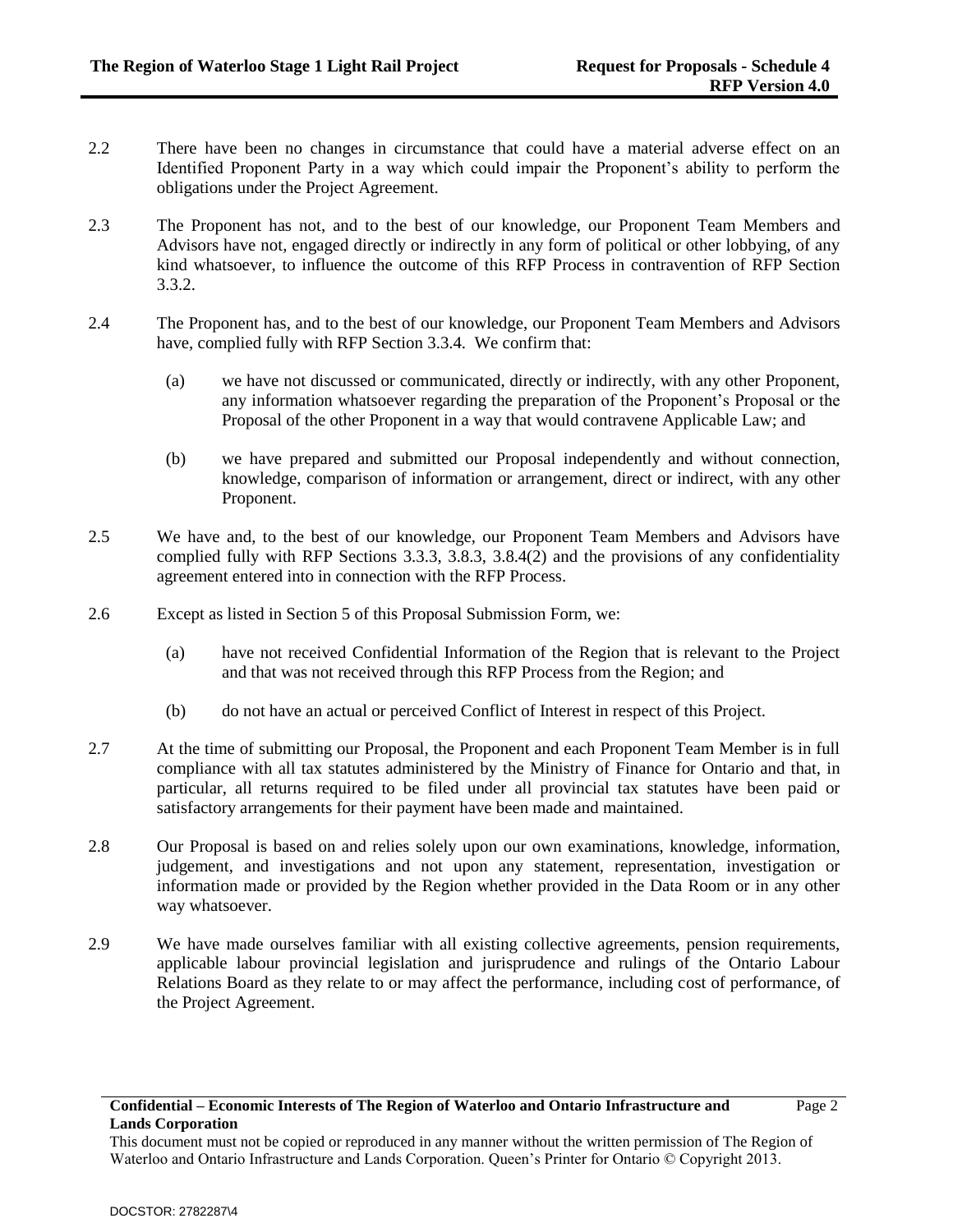2.2 There have been no changes in circumstance that could have a material adverse effect on an Identified Proponent Party in a way which could impair the Proponent's ability to perform the obligations under the Project Agreement.

2.3 The Proponent has not, and to the best of our knowledge, our Proponent Team Members and Advisors have not, engaged directly or indirectly in any form of political or other lobbying, of any kind whatsoever, to influence the outcome of this RFP Process in contravention of RFP Section 3.3.2.

2.4 The Proponent has, and to the best of our knowledge, our Proponent Team Members and Advisors have, complied fully with RFP Section 3.3.4. We confirm that:

(a) we have not discussed or communicated, directly or indirectly, with any other Proponent, any information whatsoever regarding the preparation of the Proponent's Proposal or the Proposal of the other Proponent in a way that would contravene Applicable Law; and

(b) we have prepared and submitted our Proposal independently and without connection, knowledge, comparison of information or arrangement, direct or indirect, with any other Proponent.

2.5 We have and, to the best of our knowledge, our Proponent Team Members and Advisors have complied fully with RFP Sections 3.3.3, 3.8.3, 3.8.4(2) and the provisions of any confidentiality agreement entered into in connection with the RFP Process.

2.6 Except as listed in Section 5 of this Proposal Submission Form, we:

(a) have not received Confidential Information of the Region that is relevant to the Project and that was not received through this RFP Process from the Region; and

(b) do not have an actual or perceived Conflict of Interest in respect of this Project.

2.7 At the time of submitting our Proposal, the Proponent and each Proponent Team Member is in full compliance with all tax statutes administered by the Ministry of Finance for Ontario and that, in particular, all returns required to be filed under all provincial tax statutes have been paid or satisfactory arrangements for their payment have been made and maintained.

2.8 Our Proposal is based on and relies solely upon our own examinations, knowledge, information, judgement, and investigations and not upon any statement, representation, investigation or information made or provided by the Region whether provided in the Data Room or in any other way whatsoever.

2.9 We have made ourselves familiar with all existing collective agreements, pension requirements, applicable labour provincial legislation and jurisprudence and rulings of the Ontario Labour Relations Board as they relate to or may affect the performance, including cost of performance, of the Project Agreement.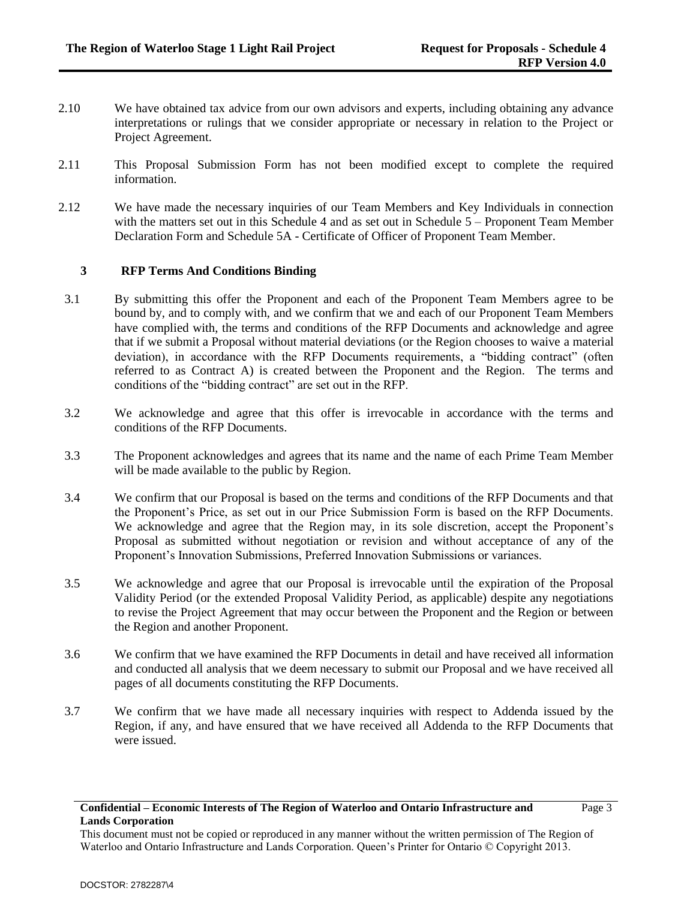2.10 We have obtained tax advice from our own advisors and experts, including obtaining any advance interpretations or rulings that we consider appropriate or necessary in relation to the Project or Project Agreement.

2.11 This Proposal Submission Form has not been modified except to complete the required information.

2.12 We have made the necessary inquiries of our Team Members and Key Individuals in connection with the matters set out in this Schedule 4 and as set out in Schedule 5 – Proponent Team Member Declaration Form and Schedule 5A - Certificate of Officer of Proponent Team Member.

## 3 RFP Terms And Conditions Binding

3.1 By submitting this offer the Proponent and each of the Proponent Team Members agree to be bound by, and to comply with, and we confirm that we and each of our Proponent Team Members have complied with, the terms and conditions of the RFP Documents and acknowledge and agree that if we submit a Proposal without material deviations (or the Region chooses to waive a material deviation), in accordance with the RFP Documents requirements, a "bidding contract" (often referred to as Contract A) is created between the Proponent and the Region. The terms and conditions of the "bidding contract" are set out in the RFP.

3.2 We acknowledge and agree that this offer is irrevocable in accordance with the terms and conditions of the RFP Documents.

3.3 The Proponent acknowledges and agrees that its name and the name of each Prime Team Member will be made available to the public by Region.

3.4 We confirm that our Proposal is based on the terms and conditions of the RFP Documents and that the Proponent's Price, as set out in our Price Submission Form is based on the RFP Documents. We acknowledge and agree that the Region may, in its sole discretion, accept the Proponent's Proposal as submitted without negotiation or revision and without acceptance of any of the Proponent's Innovation Submissions, Preferred Innovation Submissions or variances.

3.5 We acknowledge and agree that our Proposal is irrevocable until the expiration of the Proposal Validity Period (or the extended Proposal Validity Period, as applicable) despite any negotiations to revise the Project Agreement that may occur between the Proponent and the Region or between the Region and another Proponent.

3.6 We confirm that we have examined the RFP Documents in detail and have received all information and conducted all analysis that we deem necessary to submit our Proposal and we have received all pages of all documents constituting the RFP Documents.

3.7 We confirm that we have made all necessary inquiries with respect to Addenda issued by the Region, if any, and have ensured that we have received all Addenda to the RFP Documents that were issued.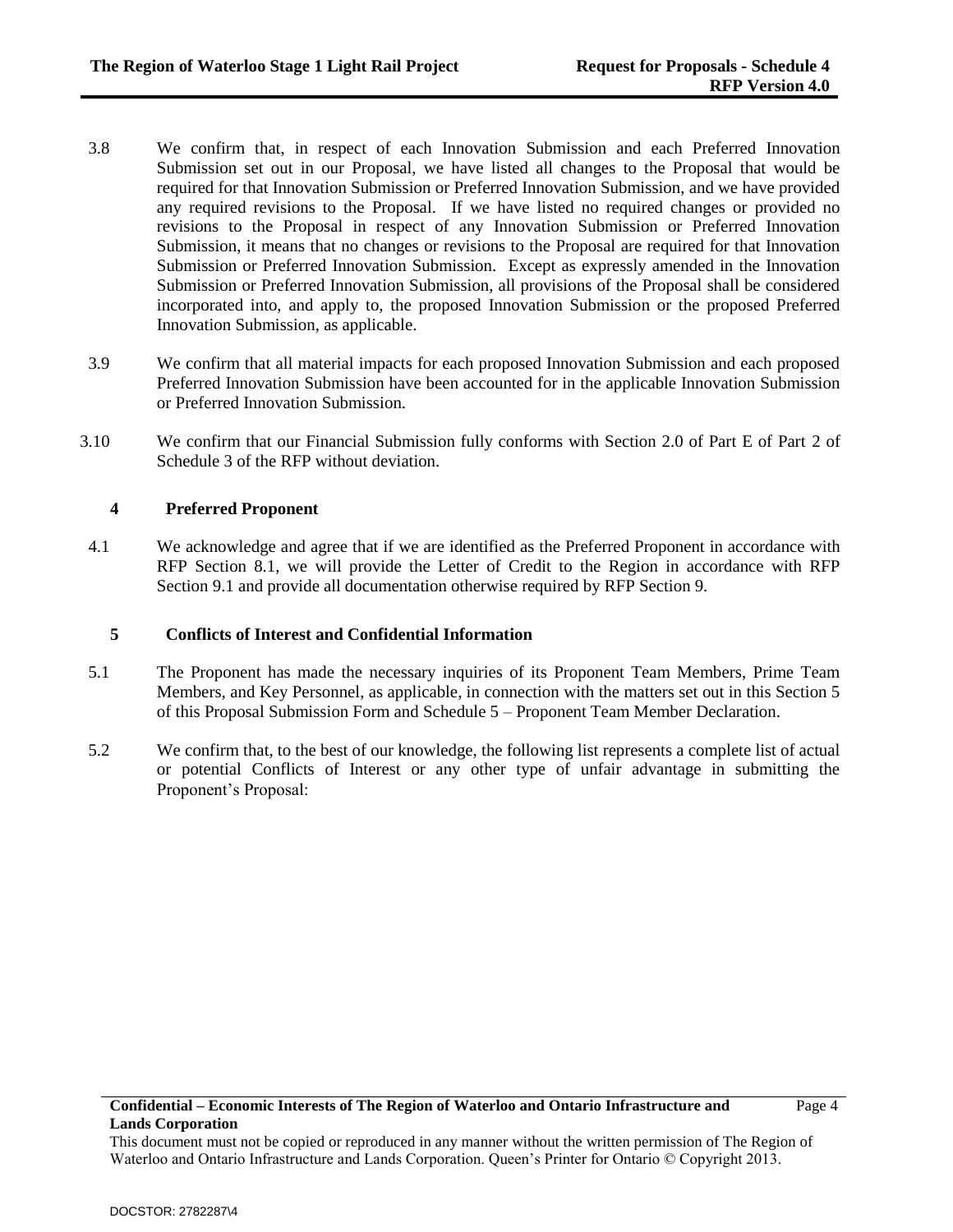3.8 We confirm that, in respect of each Innovation Submission and each Preferred Innovation Submission set out in our Proposal, we have listed all changes to the Proposal that would be required for that Innovation Submission or Preferred Innovation Submission, and we have provided any required revisions to the Proposal. If we have listed no required changes or provided no revisions to the Proposal in respect of any Innovation Submission or Preferred Innovation Submission, it means that no changes or revisions to the Proposal are required for that Innovation Submission or Preferred Innovation Submission. Except as expressly amended in the Innovation Submission or Preferred Innovation Submission, all provisions of the Proposal shall be considered incorporated into, and apply to, the proposed Innovation Submission or the proposed Preferred Innovation Submission, as applicable.

3.9 We confirm that all material impacts for each proposed Innovation Submission and each proposed Preferred Innovation Submission have been accounted for in the applicable Innovation Submission or Preferred Innovation Submission.

3.10 We confirm that our Financial Submission fully conforms with Section 2.0 of Part E of Part 2 of Schedule 3 of the RFP without deviation.

## 4 Preferred Proponent

4.1 We acknowledge and agree that if we are identified as the Preferred Proponent in accordance with RFP Section 8.1, we will provide the Letter of Credit to the Region in accordance with RFP Section 9.1 and provide all documentation otherwise required by RFP Section 9.

## 5 Conflicts of Interest and Confidential Information

5.1 The Proponent has made the necessary inquiries of its Proponent Team Members, Prime Team Members, and Key Personnel, as applicable, in connection with the matters set out in this Section 5 of this Proposal Submission Form and Schedule 5 – Proponent Team Member Declaration.

5.2 We confirm that, to the best of our knowledge, the following list represents a complete list of actual or potential Conflicts of Interest or any other type of unfair advantage in submitting the Proponent's Proposal: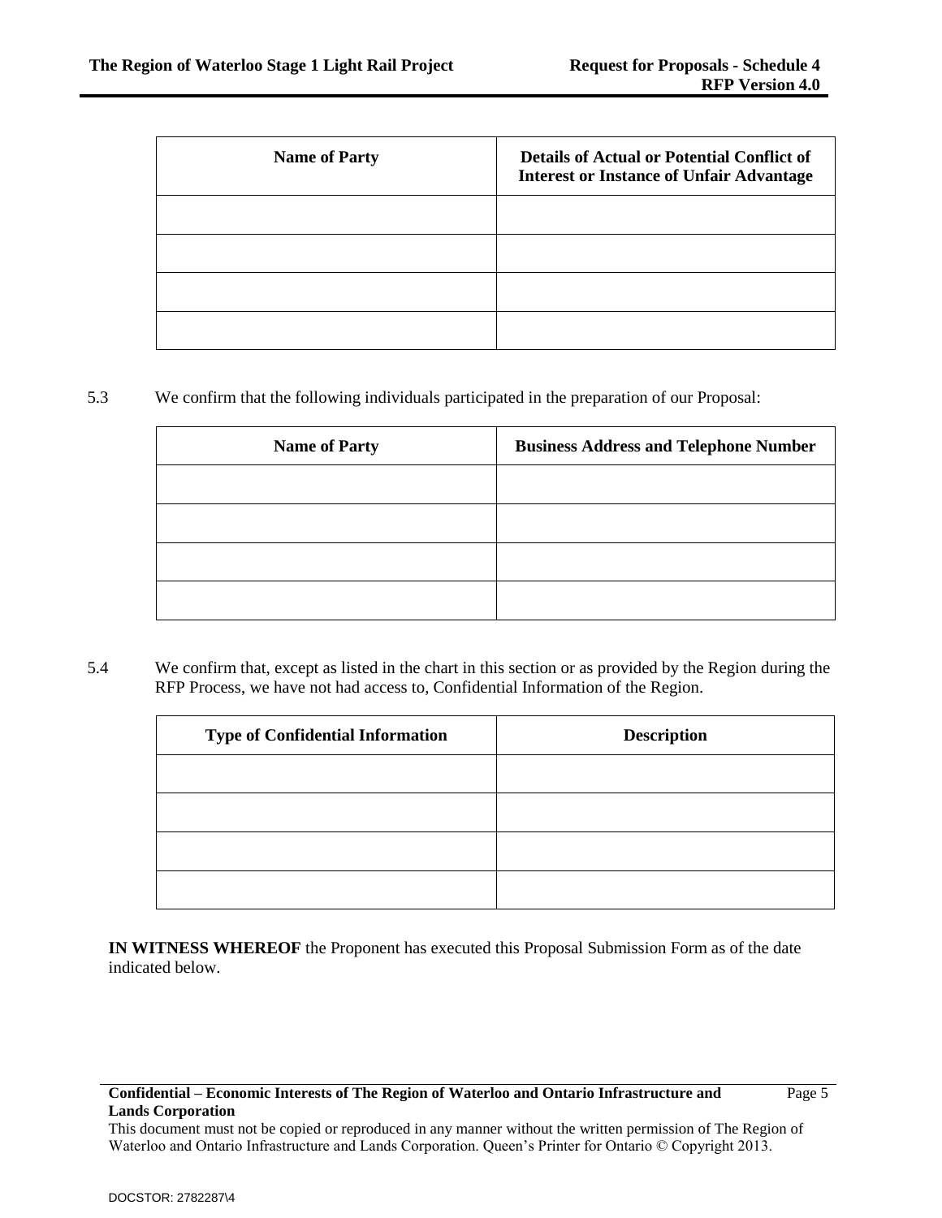| Name of Party | Details of Actual or Potential Conflict of Interest or Instance of Unfair Advantage |
|---|---|
| | |
| | |
| | |
| | |

5.3 We confirm that the following individuals participated in the preparation of our Proposal:

| Name of Party | Business Address and Telephone Number |
|---|---|
| | |
| | |
| | |
| | |

5.4 We confirm that, except as listed in the chart in this section or as provided by the Region during the RFP Process, we have not had access to, Confidential Information of the Region.

| Type of Confidential Information | Description |
|---|---|
| | |
| | |
| | |
| | |

**IN WITNESS WHEREOF** the Proponent has executed this Proposal Submission Form as of the date indicated below.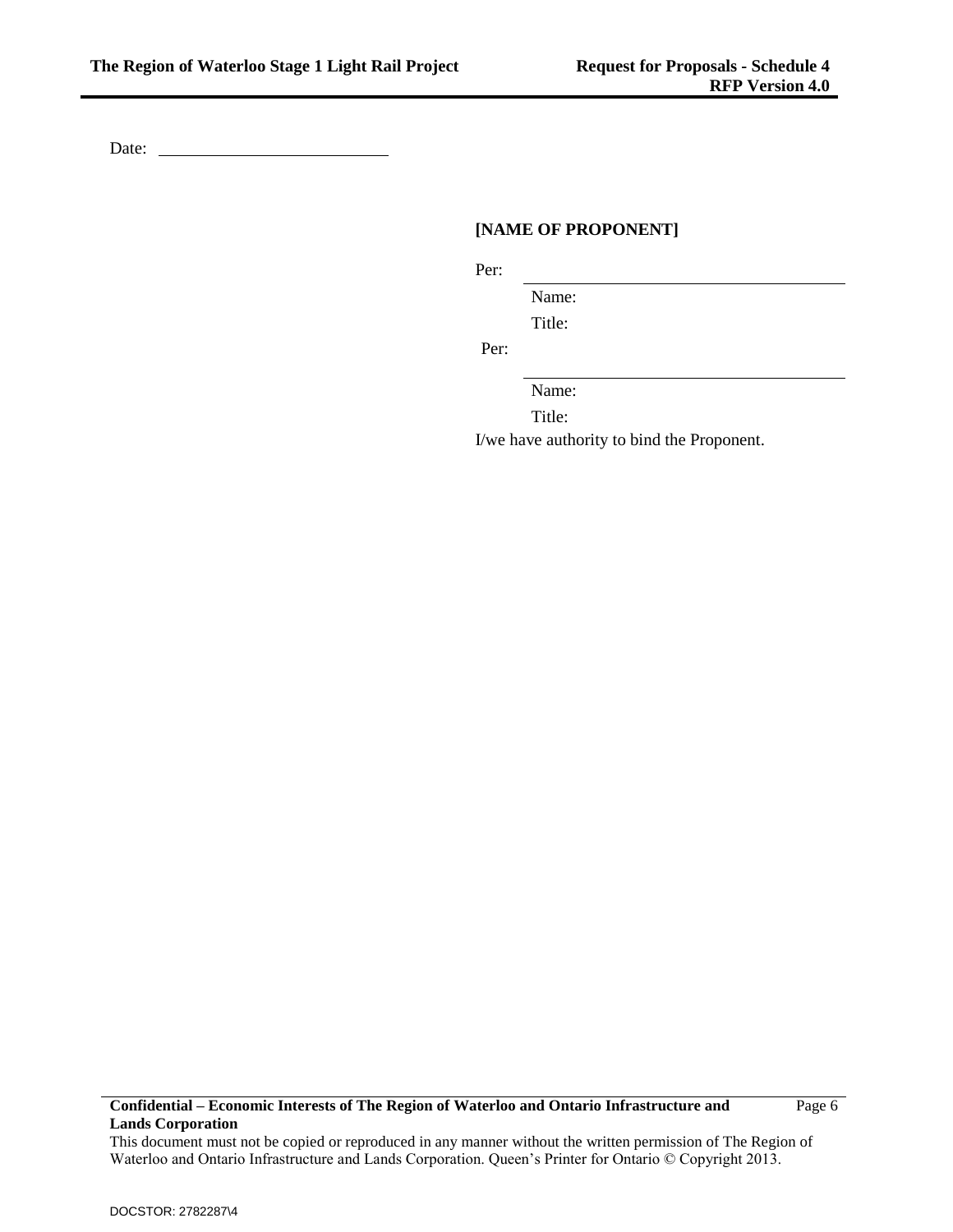Date: ____________________________

**[NAME OF PROPONENT]**

Per: ____________________________

Name:

Title:

Per: ____________________________

Name:

Title:

I/we have authority to bind the Proponent.

**Confidential – Economic Interests of The Region of Waterloo and Ontario Infrastructure and Lands Corporation**

This document must not be copied or reproduced in any manner without the written permission of The Region of Waterloo and Ontario Infrastructure and Lands Corporation. Queen's Printer for Ontario © Copyright 2013.

DOCSTOR: 2782287\4